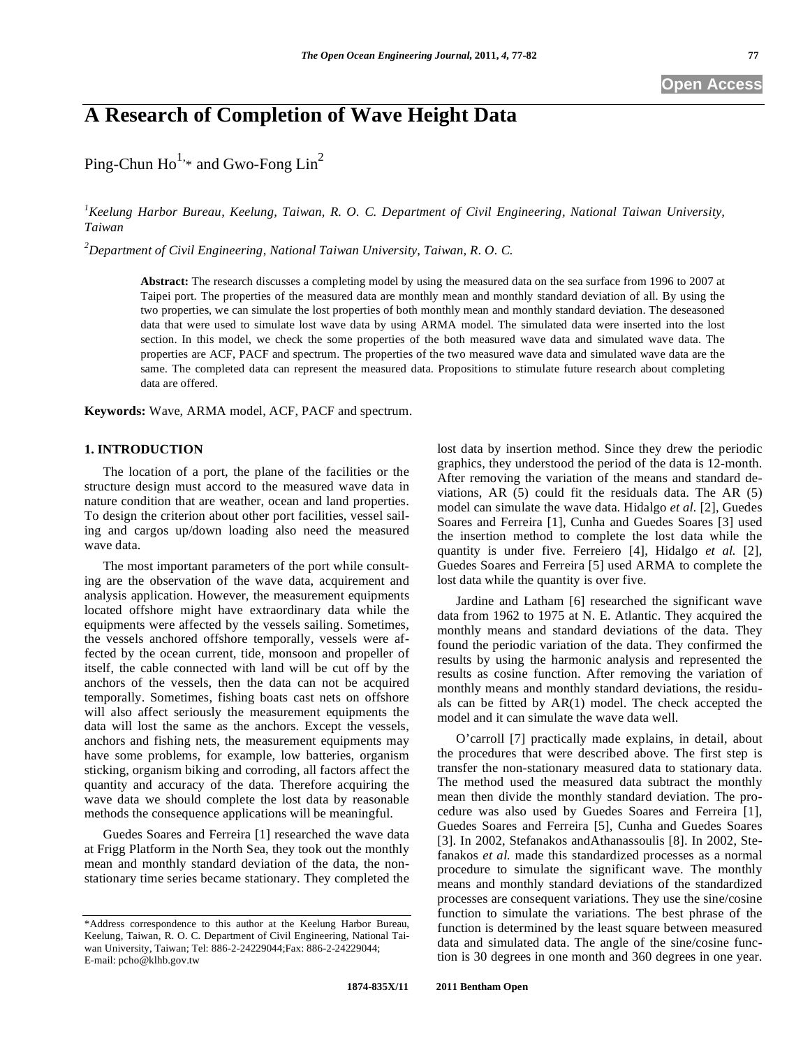# A Research of Completion of Wave Height Data

Ping-Chun Ho[1,*] and Gwo-Fong Lin[2]

[1] *Keelung Harbor Bureau, Keelung, Taiwan, R. O. C. Department of Civil Engineering, National Taiwan University, Taiwan*

[2] *Department of Civil Engineering, National Taiwan University, Taiwan, R. O. C.*

**Abstract:** The research discusses a completing model by using the measured data on the sea surface from 1996 to 2007 at Taipei port. The properties of the measured data are monthly mean and monthly standard deviation of all. By using the two properties, we can simulate the lost properties of both monthly mean and monthly standard deviation. The deseasoned data that were used to simulate lost wave data by using ARMA model. The simulated data were inserted into the lost section. In this model, we check the some properties of the both measured wave data and simulated wave data. The properties are ACF, PACF and spectrum. The properties of the two measured wave data and simulated wave data are the same. The completed data can represent the measured data. Propositions to stimulate future research about completing data are offered.

**Keywords:** Wave, ARMA model, ACF, PACF and spectrum.

## 1. INTRODUCTION

The location of a port, the plane of the facilities or the structure design must accord to the measured wave data in nature condition that are weather, ocean and land properties. To design the criterion about other port facilities, vessel sailing and cargos up/down loading also need the measured wave data.

The most important parameters of the port while consulting are the observation of the wave data, acquirement and analysis application. However, the measurement equipments located offshore might have extraordinary data while the equipments were affected by the vessels sailing. Sometimes, the vessels anchored offshore temporally, vessels were affected by the ocean current, tide, monsoon and propeller of itself, the cable connected with land will be cut off by the anchors of the vessels, then the data can not be acquired temporally. Sometimes, fishing boats cast nets on offshore will also affect seriously the measurement equipments the data will lost the same as the anchors. Except the vessels, anchors and fishing nets, the measurement equipments may have some problems, for example, low batteries, organism sticking, organism biking and corroding, all factors affect the quantity and accuracy of the data. Therefore acquiring the wave data we should complete the lost data by reasonable methods the consequence applications will be meaningful.

Guedes Soares and Ferreira [1] researched the wave data at Frigg Platform in the North Sea, they took out the monthly mean and monthly standard deviation of the data, the non-stationary time series became stationary. They completed the lost data by insertion method. Since they drew the periodic graphics, they understood the period of the data is 12-month. After removing the variation of the means and standard deviations, AR (5) could fit the residuals data. The AR (5) model can simulate the wave data. Hidalgo *et al.* [2], Guedes Soares and Ferreira [1], Cunha and Guedes Soares [3] used the insertion method to complete the lost data while the quantity is under five. Ferreiero [4], Hidalgo *et al.* [2], Guedes Soares and Ferreira [5] used ARMA to complete the lost data while the quantity is over five.

Jardine and Latham [6] researched the significant wave data from 1962 to 1975 at N. E. Atlantic. They acquired the monthly means and standard deviations of the data. They found the periodic variation of the data. They confirmed the results by using the harmonic analysis and represented the results as cosine function. After removing the variation of monthly means and monthly standard deviations, the residuals can be fitted by AR(1) model. The check accepted the model and it can simulate the wave data well.

O'carroll [7] practically made explains, in detail, about the procedures that were described above. The first step is transfer the non-stationary measured data to stationary data. The method used the measured data subtract the monthly mean then divide the monthly standard deviation. The procedure was also used by Guedes Soares and Ferreira [1], Guedes Soares and Ferreira [5], Cunha and Guedes Soares [3]. In 2002, Stefanakos andAthanassoulis [8]. In 2002, Stefanakos *et al.* made this standardized processes as a normal procedure to simulate the significant wave. The monthly means and monthly standard deviations of the standardized processes are consequent variations. They use the sine/cosine function to simulate the variations. The best phrase of the function is determined by the least square between measured data and simulated data. The angle of the sine/cosine function is 30 degrees in one month and 360 degrees in one year.

*Address correspondence to this author at the Keelung Harbor Bureau, Keelung, Taiwan, R. O. C. Department of Civil Engineering, National Taiwan University, Taiwan; Tel: 886-2-24229044;Fax: 886-2-24229044; E-mail: pcho@klhb.gov.tw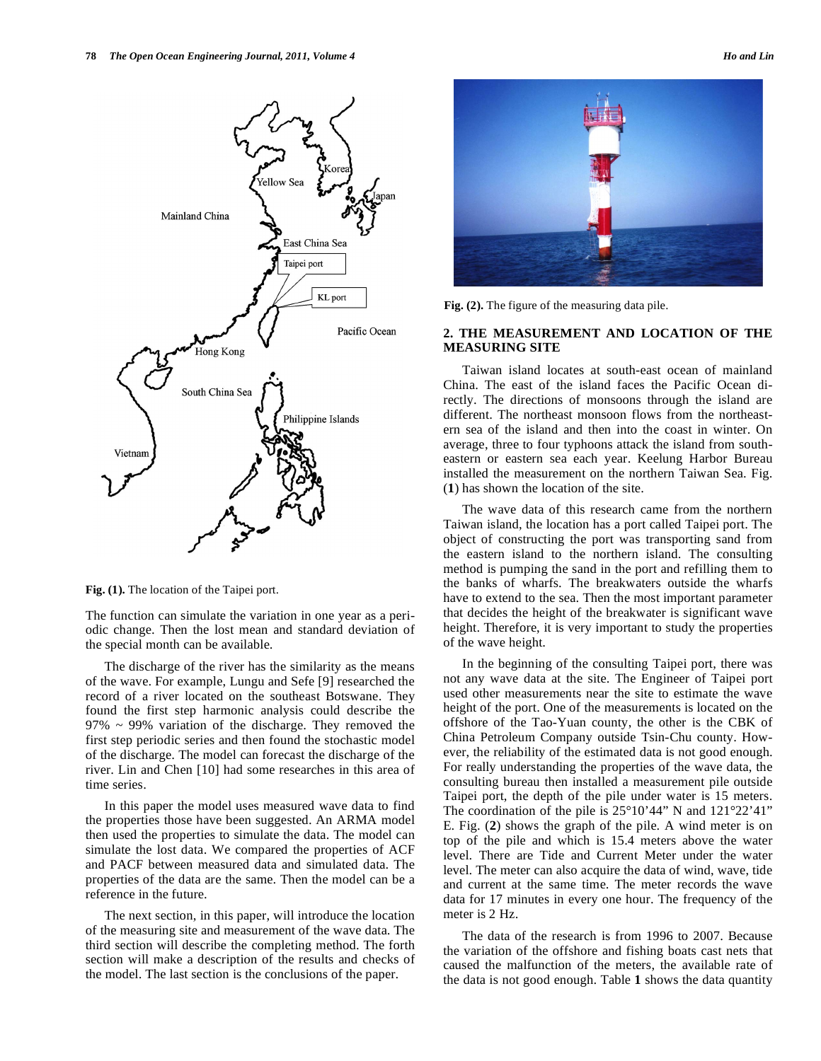Fig. (1). The location of the Taipei port.

The function can simulate the variation in one year as a periodic change. Then the lost mean and standard deviation of the special month can be available.

The discharge of the river has the similarity as the means of the wave. For example, Lungu and Sefe [9] researched the record of a river located on the southeast Botswane. They found the first step harmonic analysis could describe the 97% ~ 99% variation of the discharge. They removed the first step periodic series and then found the stochastic model of the discharge. The model can forecast the discharge of the river. Lin and Chen [10] had some researches in this area of time series.

In this paper the model uses measured wave data to find the properties those have been suggested. An ARMA model then used the properties to simulate the data. The model can simulate the lost data. We compared the properties of ACF and PACF between measured data and simulated data. The properties of the data are the same. Then the model can be a reference in the future.

The next section, in this paper, will introduce the location of the measuring site and measurement of the wave data. The third section will describe the completing method. The forth section will make a description of the results and checks of the model. The last section is the conclusions of the paper.

Fig. (2). The figure of the measuring data pile.

## 2. THE MEASUREMENT AND LOCATION OF THE MEASURING SITE

Taiwan island locates at south-east ocean of mainland China. The east of the island faces the Pacific Ocean directly. The directions of monsoons through the island are different. The northeast monsoon flows from the northeastern sea of the island and then into the coast in winter. On average, three to four typhoons attack the island from southeastern or eastern sea each year. Keelung Harbor Bureau installed the measurement on the northern Taiwan Sea. Fig. (**1**) has shown the location of the site.

The wave data of this research came from the northern Taiwan island, the location has a port called Taipei port. The object of constructing the port was transporting sand from the eastern island to the northern island. The consulting method is pumping the sand in the port and refilling them to the banks of wharfs. The breakwaters outside the wharfs have to extend to the sea. Then the most important parameter that decides the height of the breakwater is significant wave height. Therefore, it is very important to study the properties of the wave height.

In the beginning of the consulting Taipei port, there was not any wave data at the site. The Engineer of Taipei port used other measurements near the site to estimate the wave height of the port. One of the measurements is located on the offshore of the Tao-Yuan county, the other is the CBK of China Petroleum Company outside Tsin-Chu county. However, the reliability of the estimated data is not good enough. For really understanding the properties of the wave data, the consulting bureau then installed a measurement pile outside Taipei port, the depth of the pile under water is 15 meters. The coordination of the pile is 25°10'44" N and 121°22'41" E. Fig. (**2**) shows the graph of the pile. A wind meter is on top of the pile and which is 15.4 meters above the water level. There are Tide and Current Meter under the water level. The meter can also acquire the data of wind, wave, tide and current at the same time. The meter records the wave data for 17 minutes in every one hour. The frequency of the meter is 2 Hz.

The data of the research is from 1996 to 2007. Because the variation of the offshore and fishing boats cast nets that caused the malfunction of the meters, the available rate of the data is not good enough. Table **1** shows the data quantity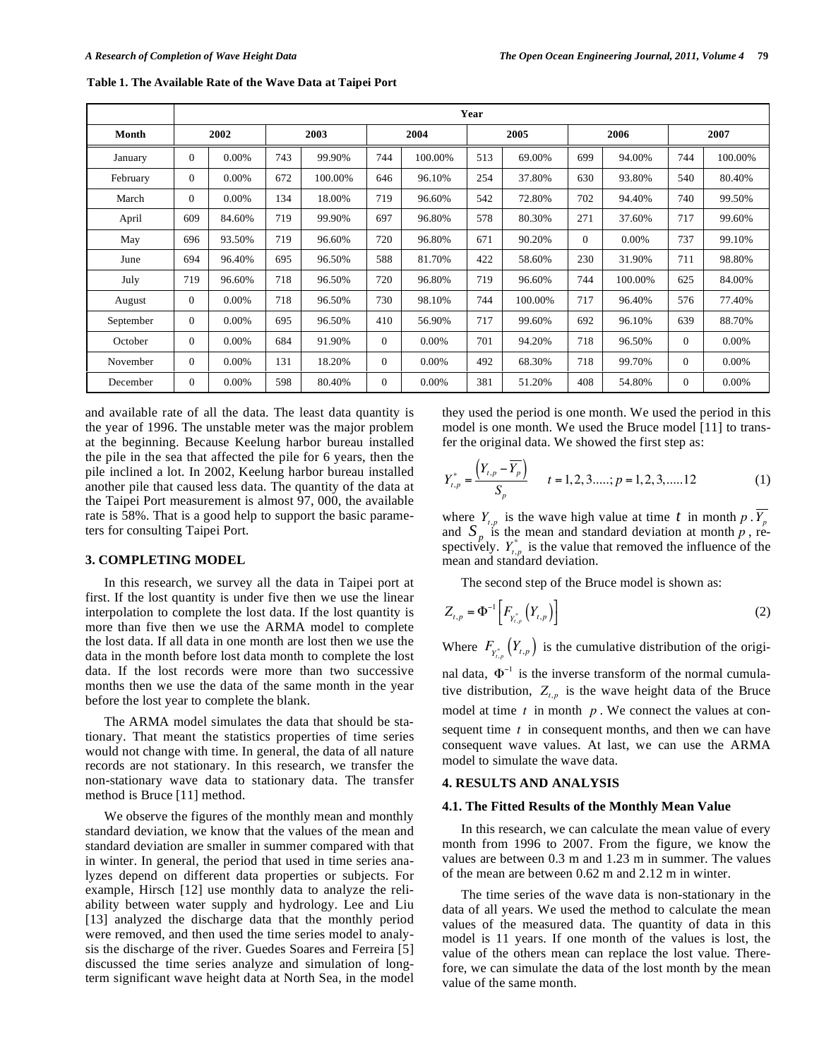**Table 1. The Available Rate of the Wave Data at Taipei Port**

| Month | Year | | | | | | | | | | | |
|---|---|---|---|---|---|---|---|---|---|---|---|---|
| | 2002 | | 2003 | | 2004 | | 2005 | | 2006 | | 2007 | |
| January | 0 | 0.00% | 743 | 99.90% | 744 | 100.00% | 513 | 69.00% | 699 | 94.00% | 744 | 100.00% |
| February | 0 | 0.00% | 672 | 100.00% | 646 | 96.10% | 254 | 37.80% | 630 | 93.80% | 540 | 80.40% |
| March | 0 | 0.00% | 134 | 18.00% | 719 | 96.60% | 542 | 72.80% | 702 | 94.40% | 740 | 99.50% |
| April | 609 | 84.60% | 719 | 99.90% | 697 | 96.80% | 578 | 80.30% | 271 | 37.60% | 717 | 99.60% |
| May | 696 | 93.50% | 719 | 96.60% | 720 | 96.80% | 671 | 90.20% | 0 | 0.00% | 737 | 99.10% |
| June | 694 | 96.40% | 695 | 96.50% | 588 | 81.70% | 422 | 58.60% | 230 | 31.90% | 711 | 98.80% |
| July | 719 | 96.60% | 718 | 96.50% | 720 | 96.80% | 719 | 96.60% | 744 | 100.00% | 625 | 84.00% |
| August | 0 | 0.00% | 718 | 96.50% | 730 | 98.10% | 744 | 100.00% | 717 | 96.40% | 576 | 77.40% |
| September | 0 | 0.00% | 695 | 96.50% | 410 | 56.90% | 717 | 99.60% | 692 | 96.10% | 639 | 88.70% |
| October | 0 | 0.00% | 684 | 91.90% | 0 | 0.00% | 701 | 94.20% | 718 | 96.50% | 0 | 0.00% |
| November | 0 | 0.00% | 131 | 18.20% | 0 | 0.00% | 492 | 68.30% | 718 | 99.70% | 0 | 0.00% |
| December | 0 | 0.00% | 598 | 80.40% | 0 | 0.00% | 381 | 51.20% | 408 | 54.80% | 0 | 0.00% |

and available rate of all the data. The least data quantity is the year of 1996. The unstable meter was the major problem at the beginning. Because Keelung harbor bureau installed the pile in the sea that affected the pile for 6 years, then the pile inclined a lot. In 2002, Keelung harbor bureau installed another pile that caused less data. The quantity of the data at the Taipei Port measurement is almost 97, 000, the available rate is 58%. That is a good help to support the basic parameters for consulting Taipei Port.

## 3. COMPLETING MODEL

In this research, we survey all the data in Taipei port at first. If the lost quantity is under five then we use the linear interpolation to complete the lost data. If the lost quantity is more than five then we use the ARMA model to complete the lost data. If all data in one month are lost then we use the data in the month before lost data month to complete the lost data. If the lost records were more than two successive months then we use the data of the same month in the year before the lost year to complete the blank.

The ARMA model simulates the data that should be stationary. That meant the statistics properties of time series would not change with time. In general, the data of all nature records are not stationary. In this research, we transfer the non-stationary wave data to stationary data. The transfer method is Bruce [11] method.

We observe the figures of the monthly mean and monthly standard deviation, we know that the values of the mean and standard deviation are smaller in summer compared with that in winter. In general, the period that used in time series analyzes depend on different data properties or subjects. For example, Hirsch [12] use monthly data to analyze the reliability between water supply and hydrology. Lee and Liu [13] analyzed the discharge data that the monthly period were removed, and then used the time series model to analysis the discharge of the river. Guedes Soares and Ferreira [5] discussed the time series analyze and simulation of long-term significant wave height data at North Sea, in the model they used the period is one month. We used the period in this model is one month. We used the Bruce model [11] to transfer the original data. We showed the first step as:

$$Y^*_{t,p} = \frac{\left(Y_{t,p} - \overline{Y_p}\right)}{S_p} \qquad t = 1,2,3.....; p = 1,2,3,.....12 \tag{1}$$

where $Y_{t,p}$ is the wave high value at time $t$ in month $p$. $\overline{Y_p}$ and $S_p$ is the mean and standard deviation at month $p$, respectively. $Y^*_{t,p}$ is the value that removed the influence of the mean and standard deviation.

The second step of the Bruce model is shown as:

$$Z_{t,p} = \Phi^{-1}\left[F_{Y^*_{t,p}}\left(Y_{t,p}\right)\right] \tag{2}$$

Where $F_{Y^*_{t,p}}\left(Y_{t,p}\right)$ is the cumulative distribution of the original data, $\Phi^{-1}$ is the inverse transform of the normal cumulative distribution, $Z_{t,p}$ is the wave height data of the Bruce model at time $t$ in month $p$. We connect the values at consequent time $t$ in consequent months, and then we can have consequent wave values. At last, we can use the ARMA model to simulate the wave data.

## 4. RESULTS AND ANALYSIS

### 4.1. The Fitted Results of the Monthly Mean Value

In this research, we can calculate the mean value of every month from 1996 to 2007. From the figure, we know the values are between 0.3 m and 1.23 m in summer. The values of the mean are between 0.62 m and 2.12 m in winter.

The time series of the wave data is non-stationary in the data of all years. We used the method to calculate the mean values of the measured data. The quantity of data in this model is 11 years. If one month of the values is lost, the value of the others mean can replace the lost value. Therefore, we can simulate the data of the lost month by the mean value of the same month.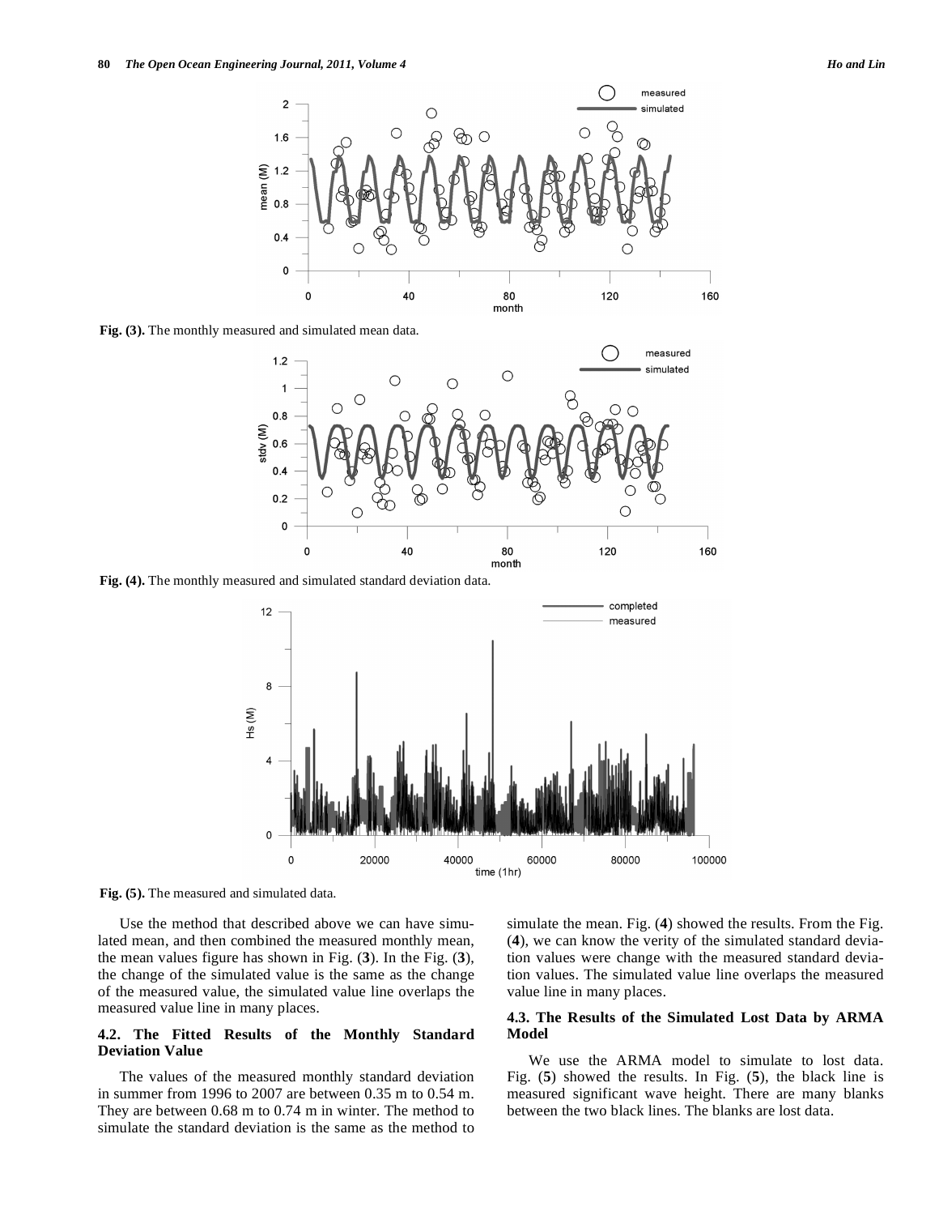Fig. (3). The monthly measured and simulated mean data.

Fig. (4). The monthly measured and simulated standard deviation data.

Fig. (5). The measured and simulated data.

Use the method that described above we can have simulated mean, and then combined the measured monthly mean, the mean values figure has shown in Fig. (**3**). In the Fig. (**3**), the change of the simulated value is the same as the change of the measured value, the simulated value line overlaps the measured value line in many places.

### 4.2. The Fitted Results of the Monthly Standard Deviation Value

The values of the measured monthly standard deviation in summer from 1996 to 2007 are between 0.35 m to 0.54 m. They are between 0.68 m to 0.74 m in winter. The method to simulate the standard deviation is the same as the method to simulate the mean. Fig. (**4**) showed the results. From the Fig. (**4**), we can know the verity of the simulated standard deviation values were change with the measured standard deviation values. The simulated value line overlaps the measured value line in many places.

### 4.3. The Results of the Simulated Lost Data by ARMA Model

We use the ARMA model to simulate to lost data. Fig. (**5**) showed the results. In Fig. (**5**), the black line is measured significant wave height. There are many blanks between the two black lines. The blanks are lost data.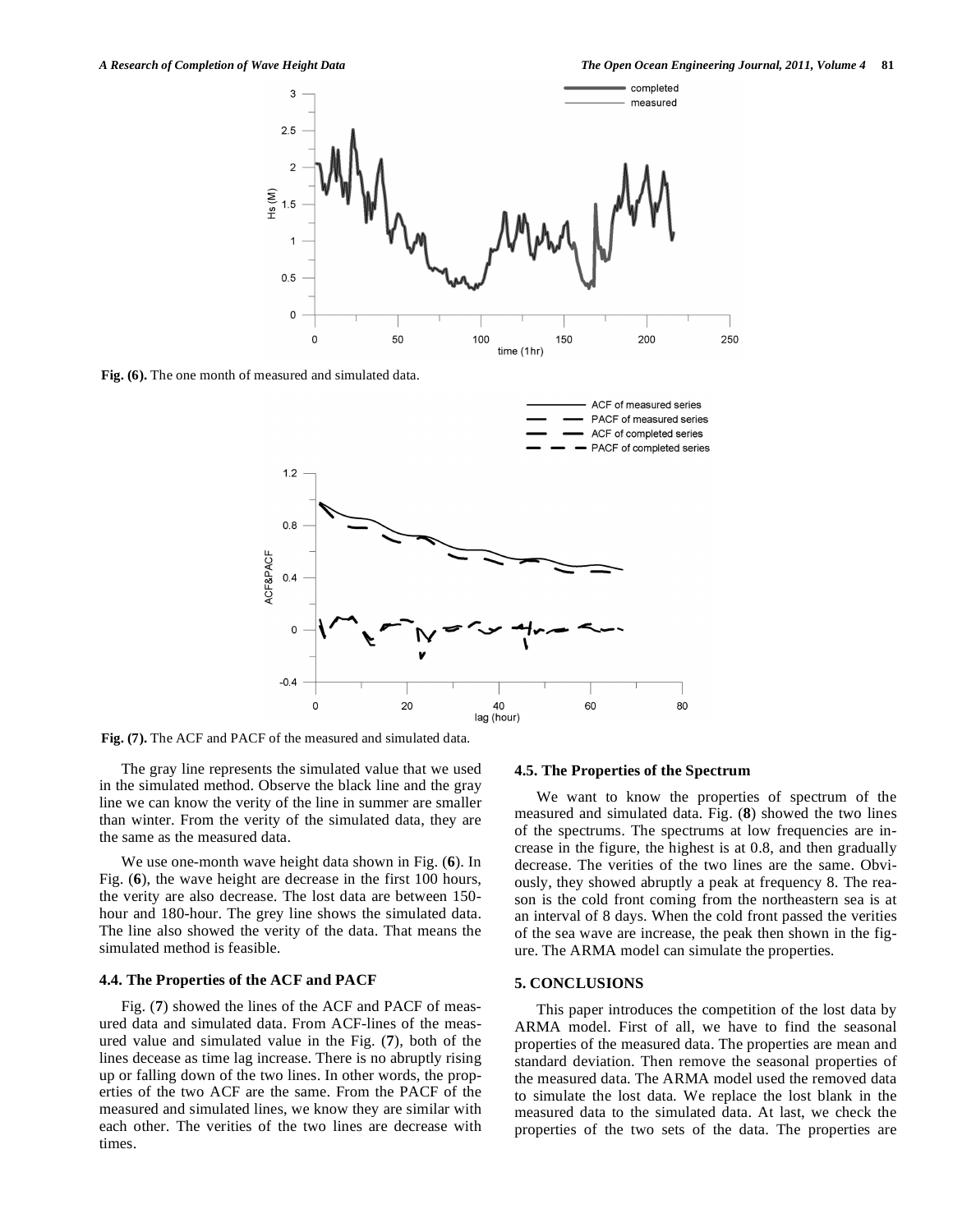Fig. (6). The one month of measured and simulated data.

Fig. (7). The ACF and PACF of the measured and simulated data.

The gray line represents the simulated value that we used in the simulated method. Observe the black line and the gray line we can know the verity of the line in summer are smaller than winter. From the verity of the simulated data, they are the same as the measured data.

We use one-month wave height data shown in Fig. (**6**). In Fig. (**6**), the wave height are decrease in the first 100 hours, the verity are also decrease. The lost data are between 150-hour and 180-hour. The grey line shows the simulated data. The line also showed the verity of the data. That means the simulated method is feasible.

### 4.4. The Properties of the ACF and PACF

Fig. (**7**) showed the lines of the ACF and PACF of measured data and simulated data. From ACF-lines of the measured value and simulated value in the Fig. (**7**), both of the lines decease as time lag increase. There is no abruptly rising up or falling down of the two lines. In other words, the properties of the two ACF are the same. From the PACF of the measured and simulated lines, we know they are similar with each other. The verities of the two lines are decrease with times.

### 4.5. The Properties of the Spectrum

We want to know the properties of spectrum of the measured and simulated data. Fig. (**8**) showed the two lines of the spectrums. The spectrums at low frequencies are increase in the figure, the highest is at 0.8, and then gradually decrease. The verities of the two lines are the same. Obviously, they showed abruptly a peak at frequency 8. The reason is the cold front coming from the northeastern sea is at an interval of 8 days. When the cold front passed the verities of the sea wave are increase, the peak then shown in the figure. The ARMA model can simulate the properties.

## 5. CONCLUSIONS

This paper introduces the competition of the lost data by ARMA model. First of all, we have to find the seasonal properties of the measured data. The properties are mean and standard deviation. Then remove the seasonal properties of the measured data. The ARMA model used the removed data to simulate the lost data. We replace the lost blank in the measured data to the simulated data. At last, we check the properties of the two sets of the data. The properties are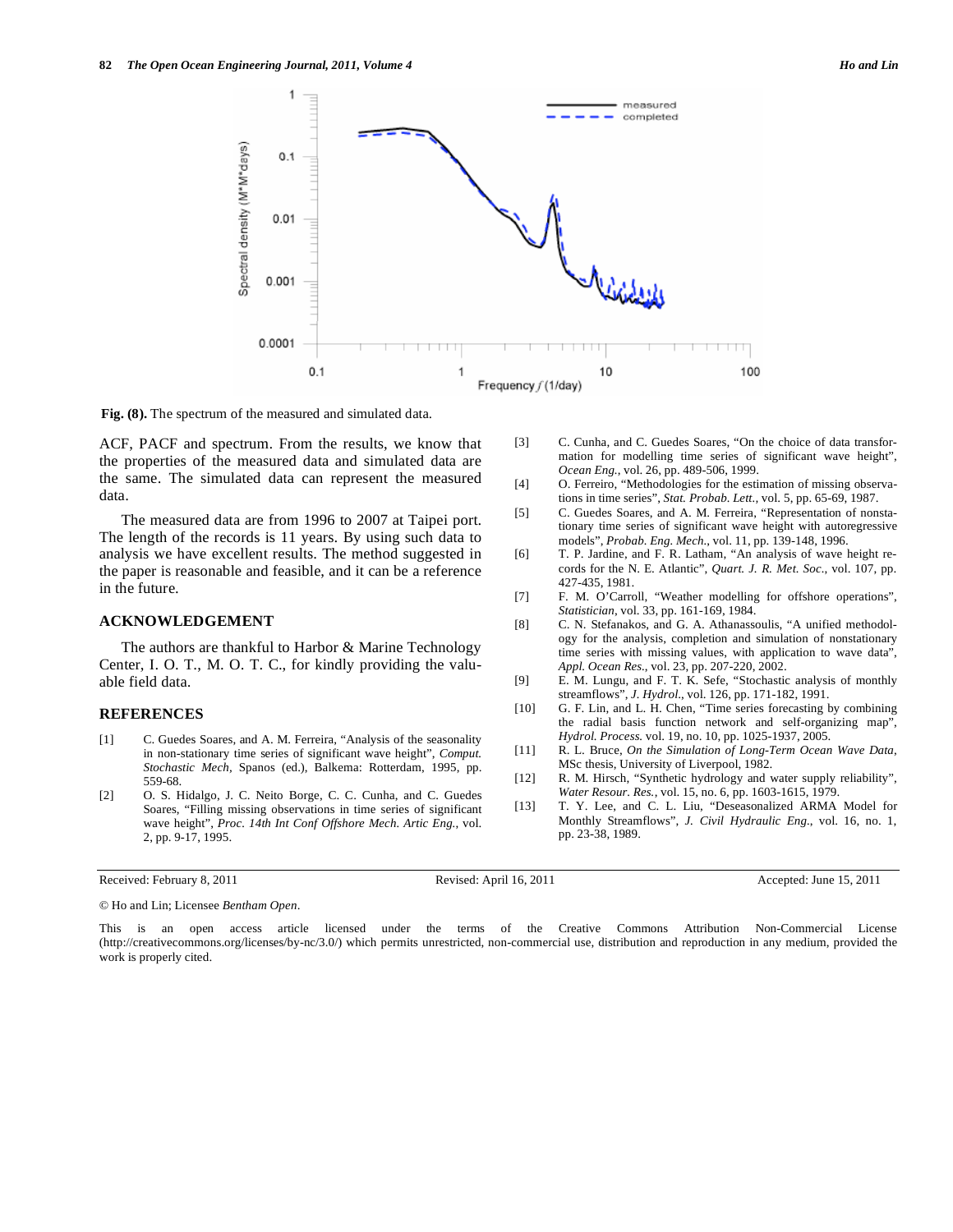measured
completed

Spectral density (M*M*days)

1
0.1
0.01
0.001
0.0001

0.1
1
10
100

Frequency *f* (1/day)

**Fig. (8).** The spectrum of the measured and simulated data.

ACF, PACF and spectrum. From the results, we know that the properties of the measured data and simulated data are the same. The simulated data can represent the measured data.

The measured data are from 1996 to 2007 at Taipei port. The length of the records is 11 years. By using such data to analysis we have excellent results. The method suggested in the paper is reasonable and feasible, and it can be a reference in the future.

## ACKNOWLEDGEMENT

The authors are thankful to Harbor & Marine Technology Center, I. O. T., M. O. T. C., for kindly providing the valuable field data.

## REFERENCES

[1] C. Guedes Soares, and A. M. Ferreira, "Analysis of the seasonality in non-stationary time series of significant wave height", *Comput. Stochastic Mech*, Spanos (ed.), Balkema: Rotterdam, 1995, pp. 559-68.

[2] O. S. Hidalgo, J. C. Neito Borge, C. C. Cunha, and C. Guedes Soares, "Filling missing observations in time series of significant wave height", *Proc. 14th Int Conf Offshore Mech. Artic Eng.*, vol. 2, pp. 9-17, 1995.

[3] C. Cunha, and C. Guedes Soares, "On the choice of data transformation for modelling time series of significant wave height", *Ocean Eng.*, vol. 26, pp. 489-506, 1999.

[4] O. Ferreiro, "Methodologies for the estimation of missing observations in time series", *Stat. Probab. Lett.*, vol. 5, pp. 65-69, 1987.

[5] C. Guedes Soares, and A. M. Ferreira, "Representation of nonstationary time series of significant wave height with autoregressive models", *Probab. Eng. Mech.*, vol. 11, pp. 139-148, 1996.

[6] T. P. Jardine, and F. R. Latham, "An analysis of wave height records for the N. E. Atlantic", *Quart. J. R. Met. Soc.*, vol. 107, pp. 427-435, 1981.

[7] F. M. O'Carroll, "Weather modelling for offshore operations", *Statistician*, vol. 33, pp. 161-169, 1984.

[8] C. N. Stefanakos, and G. A. Athanassoulis, "A unified methodology for the analysis, completion and simulation of nonstationary time series with missing values, with application to wave data", *Appl. Ocean Res.*, vol. 23, pp. 207-220, 2002.

[9] E. M. Lungu, and F. T. K. Sefe, "Stochastic analysis of monthly streamflows", *J. Hydrol.*, vol. 126, pp. 171-182, 1991.

[10] G. F. Lin, and L. H. Chen, "Time series forecasting by combining the radial basis function network and self-organizing map", *Hydrol. Process.* vol. 19, no. 10, pp. 1025-1937, 2005.

[11] R. L. Bruce, *On the Simulation of Long-Term Ocean Wave Data*, MSc thesis, University of Liverpool, 1982.

[12] R. M. Hirsch, "Synthetic hydrology and water supply reliability", *Water Resour. Res.*, vol. 15, no. 6, pp. 1603-1615, 1979.

[13] T. Y. Lee, and C. L. Liu, "Deseasonalized ARMA Model for Monthly Streamflows", *J. Civil Hydraulic Eng.*, vol. 16, no. 1, pp. 23-38, 1989.

Received: February 8, 2011  Revised: April 16, 2011  Accepted: June 15, 2011

© Ho and Lin; Licensee *Bentham Open*.

This is an open access article licensed under the terms of the Creative Commons Attribution Non-Commercial License (http://creativecommons.org/licenses/by-nc/3.0/) which permits unrestricted, non-commercial use, distribution and reproduction in any medium, provided the work is properly cited.